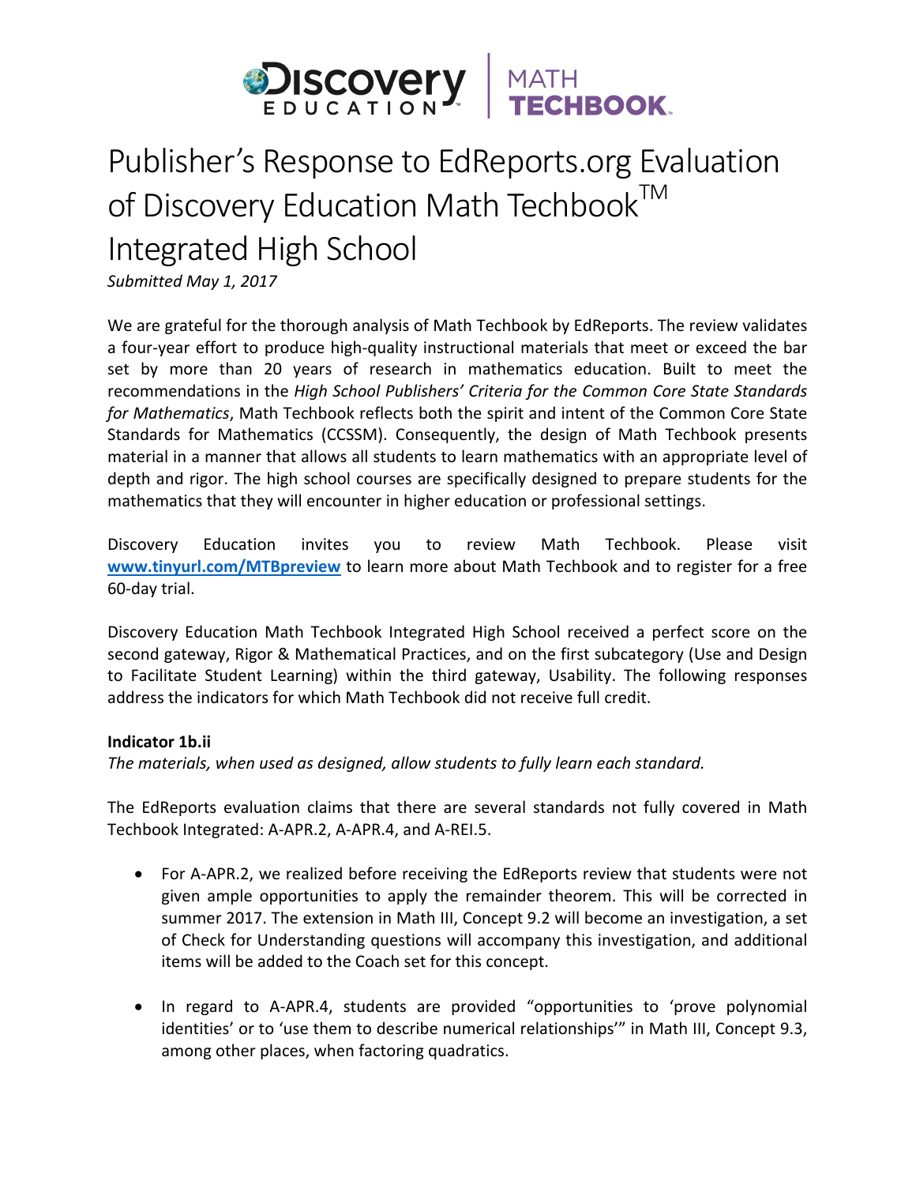# Publisher's Response to EdReports.org Evaluation of Discovery Education Math Techbook™ Integrated High School

*Submitted May 1, 2017*

We are grateful for the thorough analysis of Math Techbook by EdReports. The review validates a four-year effort to produce high-quality instructional materials that meet or exceed the bar set by more than 20 years of research in mathematics education. Built to meet the recommendations in the *High School Publishers' Criteria for the Common Core State Standards for Mathematics*, Math Techbook reflects both the spirit and intent of the Common Core State Standards for Mathematics (CCSSM). Consequently, the design of Math Techbook presents material in a manner that allows all students to learn mathematics with an appropriate level of depth and rigor. The high school courses are specifically designed to prepare students for the mathematics that they will encounter in higher education or professional settings.

Discovery Education invites you to review Math Techbook. Please visit **[www.tinyurl.com/MTBpreview](http://www.tinyurl.com/MTBpreview)** to learn more about Math Techbook and to register for a free 60-day trial.

Discovery Education Math Techbook Integrated High School received a perfect score on the second gateway, Rigor & Mathematical Practices, and on the first subcategory (Use and Design to Facilitate Student Learning) within the third gateway, Usability. The following responses address the indicators for which Math Techbook did not receive full credit.

**Indicator 1b.ii**

*The materials, when used as designed, allow students to fully learn each standard.*

The EdReports evaluation claims that there are several standards not fully covered in Math Techbook Integrated: A-APR.2, A-APR.4, and A-REI.5.

- For A-APR.2, we realized before receiving the EdReports review that students were not given ample opportunities to apply the remainder theorem. This will be corrected in summer 2017. The extension in Math III, Concept 9.2 will become an investigation, a set of Check for Understanding questions will accompany this investigation, and additional items will be added to the Coach set for this concept.

- In regard to A-APR.4, students are provided "opportunities to 'prove polynomial identities' or to 'use them to describe numerical relationships'" in Math III, Concept 9.3, among other places, when factoring quadratics.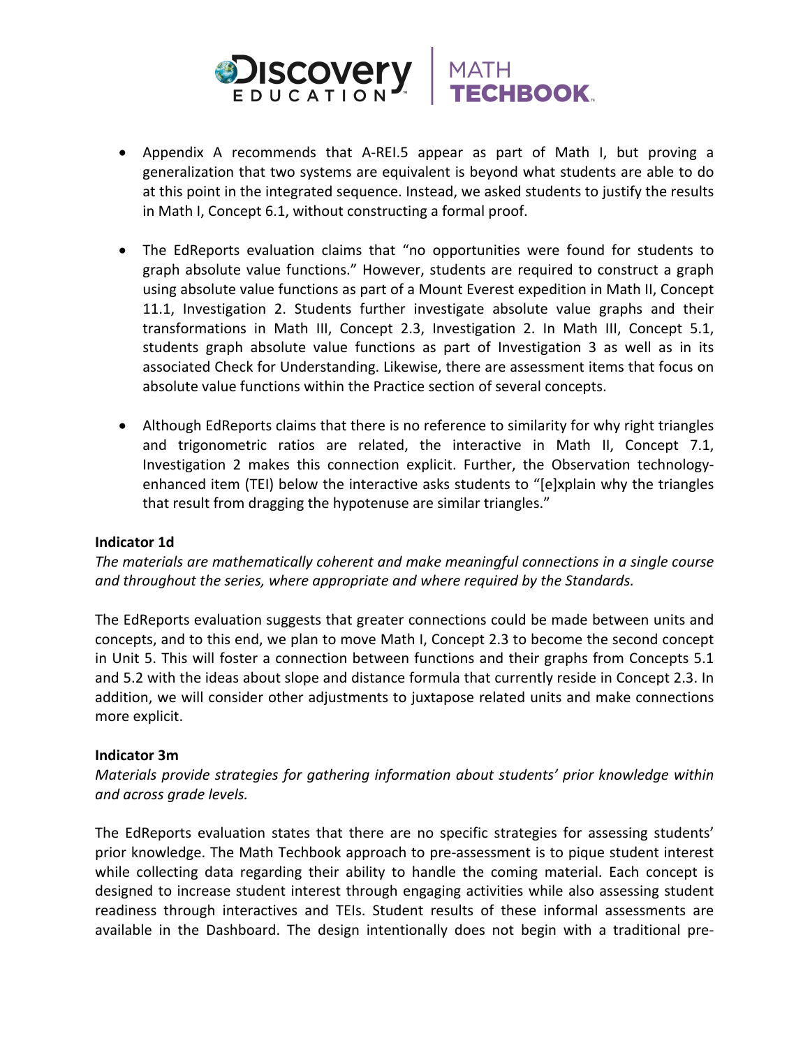- Appendix A recommends that A-REI.5 appear as part of Math I, but proving a generalization that two systems are equivalent is beyond what students are able to do at this point in the integrated sequence. Instead, we asked students to justify the results in Math I, Concept 6.1, without constructing a formal proof.

- The EdReports evaluation claims that "no opportunities were found for students to graph absolute value functions." However, students are required to construct a graph using absolute value functions as part of a Mount Everest expedition in Math II, Concept 11.1, Investigation 2. Students further investigate absolute value graphs and their transformations in Math III, Concept 2.3, Investigation 2. In Math III, Concept 5.1, students graph absolute value functions as part of Investigation 3 as well as in its associated Check for Understanding. Likewise, there are assessment items that focus on absolute value functions within the Practice section of several concepts.

- Although EdReports claims that there is no reference to similarity for why right triangles and trigonometric ratios are related, the interactive in Math II, Concept 7.1, Investigation 2 makes this connection explicit. Further, the Observation technology-enhanced item (TEI) below the interactive asks students to "[e]xplain why the triangles that result from dragging the hypotenuse are similar triangles."

**Indicator 1d**

*The materials are mathematically coherent and make meaningful connections in a single course and throughout the series, where appropriate and where required by the Standards.*

The EdReports evaluation suggests that greater connections could be made between units and concepts, and to this end, we plan to move Math I, Concept 2.3 to become the second concept in Unit 5. This will foster a connection between functions and their graphs from Concepts 5.1 and 5.2 with the ideas about slope and distance formula that currently reside in Concept 2.3. In addition, we will consider other adjustments to juxtapose related units and make connections more explicit.

**Indicator 3m**

*Materials provide strategies for gathering information about students' prior knowledge within and across grade levels.*

The EdReports evaluation states that there are no specific strategies for assessing students' prior knowledge. The Math Techbook approach to pre-assessment is to pique student interest while collecting data regarding their ability to handle the coming material. Each concept is designed to increase student interest through engaging activities while also assessing student readiness through interactives and TEIs. Student results of these informal assessments are available in the Dashboard. The design intentionally does not begin with a traditional pre-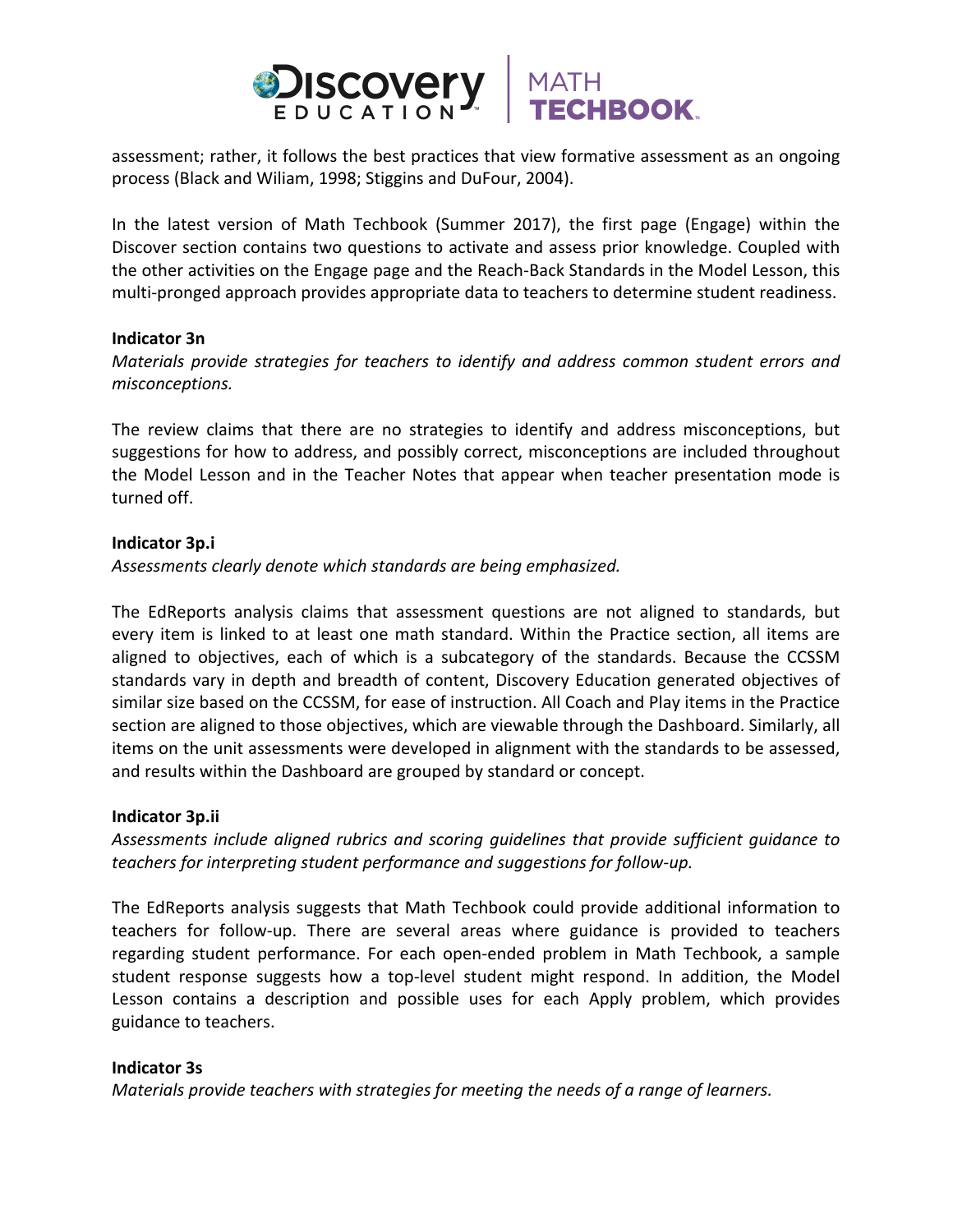assessment; rather, it follows the best practices that view formative assessment as an ongoing process (Black and Wiliam, 1998; Stiggins and DuFour, 2004).

In the latest version of Math Techbook (Summer 2017), the first page (Engage) within the Discover section contains two questions to activate and assess prior knowledge. Coupled with the other activities on the Engage page and the Reach-Back Standards in the Model Lesson, this multi-pronged approach provides appropriate data to teachers to determine student readiness.

**Indicator 3n**

*Materials provide strategies for teachers to identify and address common student errors and misconceptions.*

The review claims that there are no strategies to identify and address misconceptions, but suggestions for how to address, and possibly correct, misconceptions are included throughout the Model Lesson and in the Teacher Notes that appear when teacher presentation mode is turned off.

**Indicator 3p.i**

*Assessments clearly denote which standards are being emphasized.*

The EdReports analysis claims that assessment questions are not aligned to standards, but every item is linked to at least one math standard. Within the Practice section, all items are aligned to objectives, each of which is a subcategory of the standards. Because the CCSSM standards vary in depth and breadth of content, Discovery Education generated objectives of similar size based on the CCSSM, for ease of instruction. All Coach and Play items in the Practice section are aligned to those objectives, which are viewable through the Dashboard. Similarly, all items on the unit assessments were developed in alignment with the standards to be assessed, and results within the Dashboard are grouped by standard or concept.

**Indicator 3p.ii**

*Assessments include aligned rubrics and scoring guidelines that provide sufficient guidance to teachers for interpreting student performance and suggestions for follow-up.*

The EdReports analysis suggests that Math Techbook could provide additional information to teachers for follow-up. There are several areas where guidance is provided to teachers regarding student performance. For each open-ended problem in Math Techbook, a sample student response suggests how a top-level student might respond. In addition, the Model Lesson contains a description and possible uses for each Apply problem, which provides guidance to teachers.

**Indicator 3s**

*Materials provide teachers with strategies for meeting the needs of a range of learners.*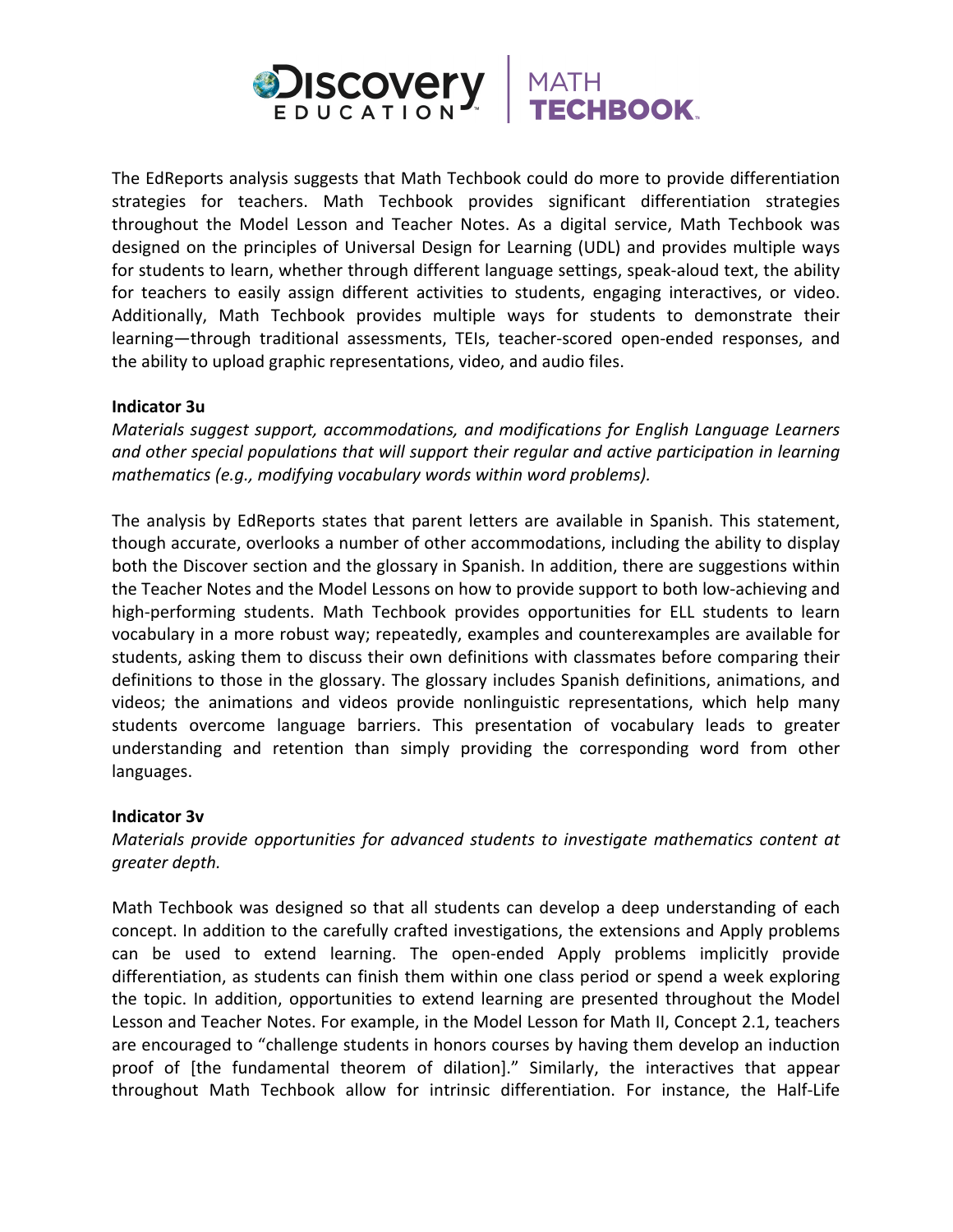The EdReports analysis suggests that Math Techbook could do more to provide differentiation strategies for teachers. Math Techbook provides significant differentiation strategies throughout the Model Lesson and Teacher Notes. As a digital service, Math Techbook was designed on the principles of Universal Design for Learning (UDL) and provides multiple ways for students to learn, whether through different language settings, speak-aloud text, the ability for teachers to easily assign different activities to students, engaging interactives, or video. Additionally, Math Techbook provides multiple ways for students to demonstrate their learning—through traditional assessments, TEIs, teacher-scored open-ended responses, and the ability to upload graphic representations, video, and audio files.

**Indicator 3u**

*Materials suggest support, accommodations, and modifications for English Language Learners and other special populations that will support their regular and active participation in learning mathematics (e.g., modifying vocabulary words within word problems).*

The analysis by EdReports states that parent letters are available in Spanish. This statement, though accurate, overlooks a number of other accommodations, including the ability to display both the Discover section and the glossary in Spanish. In addition, there are suggestions within the Teacher Notes and the Model Lessons on how to provide support to both low-achieving and high-performing students. Math Techbook provides opportunities for ELL students to learn vocabulary in a more robust way; repeatedly, examples and counterexamples are available for students, asking them to discuss their own definitions with classmates before comparing their definitions to those in the glossary. The glossary includes Spanish definitions, animations, and videos; the animations and videos provide nonlinguistic representations, which help many students overcome language barriers. This presentation of vocabulary leads to greater understanding and retention than simply providing the corresponding word from other languages.

**Indicator 3v**

*Materials provide opportunities for advanced students to investigate mathematics content at greater depth.*

Math Techbook was designed so that all students can develop a deep understanding of each concept. In addition to the carefully crafted investigations, the extensions and Apply problems can be used to extend learning. The open-ended Apply problems implicitly provide differentiation, as students can finish them within one class period or spend a week exploring the topic. In addition, opportunities to extend learning are presented throughout the Model Lesson and Teacher Notes. For example, in the Model Lesson for Math II, Concept 2.1, teachers are encouraged to "challenge students in honors courses by having them develop an induction proof of [the fundamental theorem of dilation]." Similarly, the interactives that appear throughout Math Techbook allow for intrinsic differentiation. For instance, the Half-Life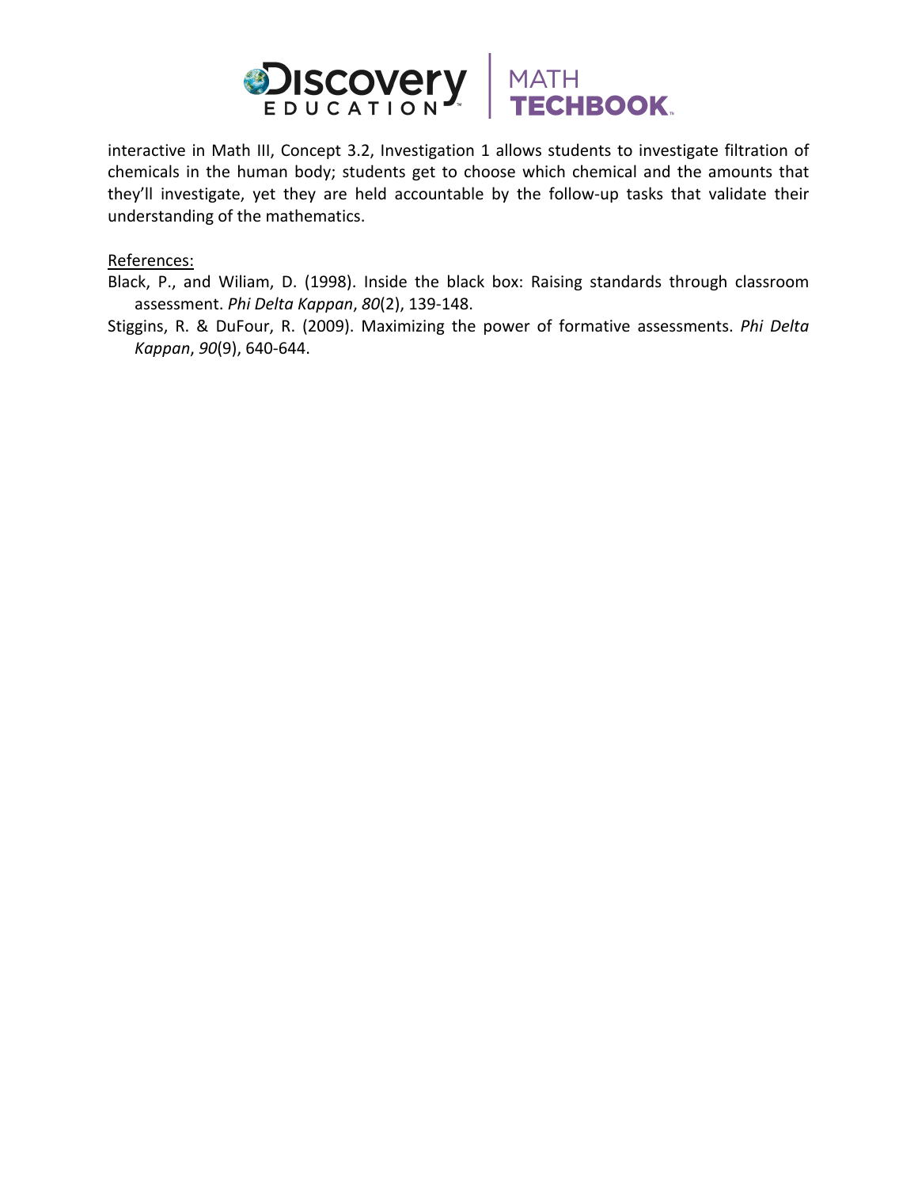interactive in Math III, Concept 3.2, Investigation 1 allows students to investigate filtration of chemicals in the human body; students get to choose which chemical and the amounts that they'll investigate, yet they are held accountable by the follow-up tasks that validate their understanding of the mathematics.

References:

Black, P., and Wiliam, D. (1998). Inside the black box: Raising standards through classroom assessment. *Phi Delta Kappan*, *80*(2), 139-148.

Stiggins, R. & DuFour, R. (2009). Maximizing the power of formative assessments. *Phi Delta Kappan*, *90*(9), 640-644.